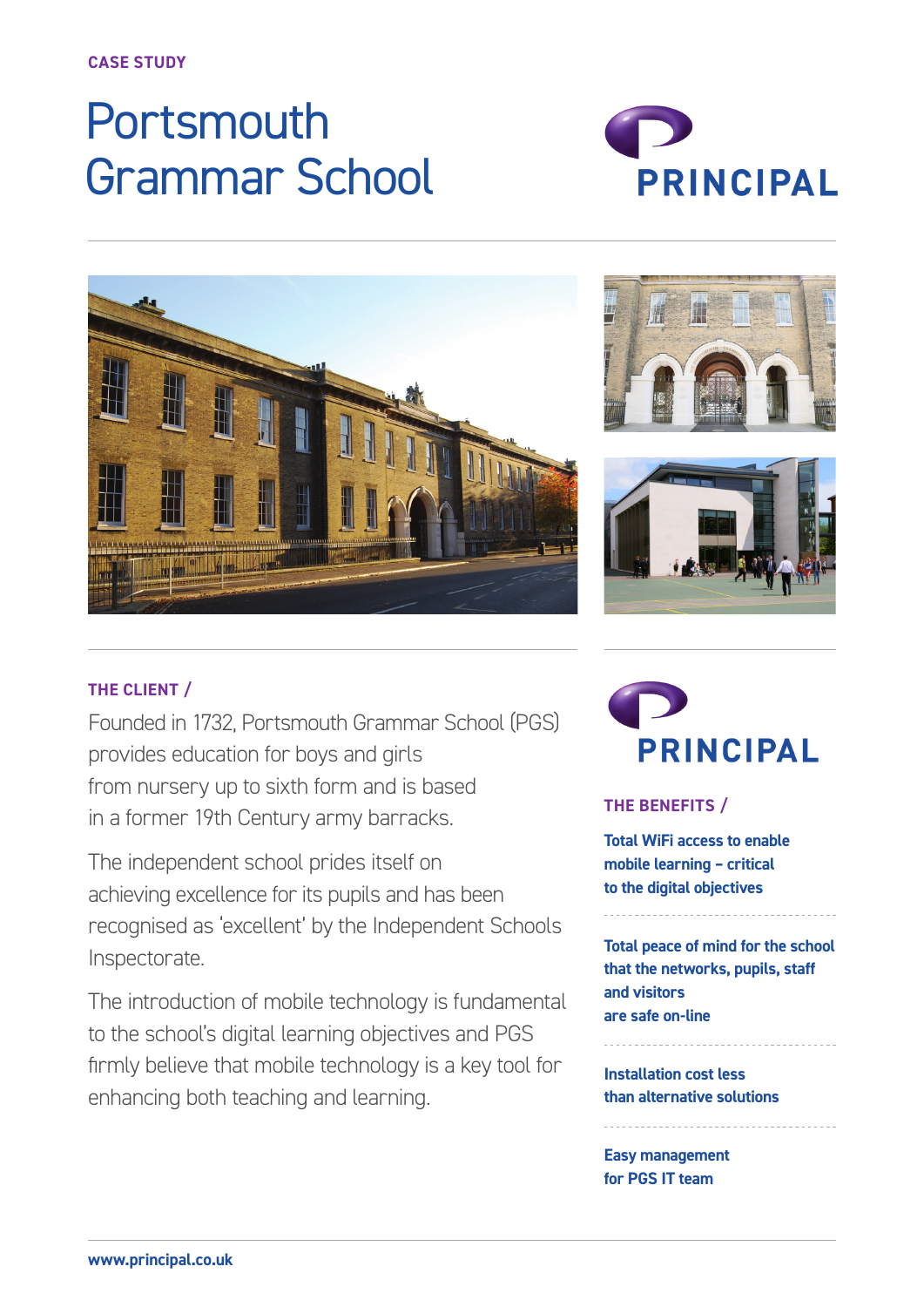CASE STUDY

# Portsmouth Grammar School

PRINCIPAL

## THE CLIENT /

Founded in 1732, Portsmouth Grammar School (PGS) provides education for boys and girls from nursery up to sixth form and is based in a former 19th Century army barracks.

The independent school prides itself on achieving excellence for its pupils and has been recognised as 'excellent' by the Independent Schools Inspectorate.

The introduction of mobile technology is fundamental to the school's digital learning objectives and PGS firmly believe that mobile technology is a key tool for enhancing both teaching and learning.

PRINCIPAL

## THE BENEFITS /

**Total WiFi access to enable mobile learning – critical to the digital objectives**

**Total peace of mind for the school that the networks, pupils, staff and visitors are safe on-line**

**Installation cost less than alternative solutions**

**Easy management for PGS IT team**

www.principal.co.uk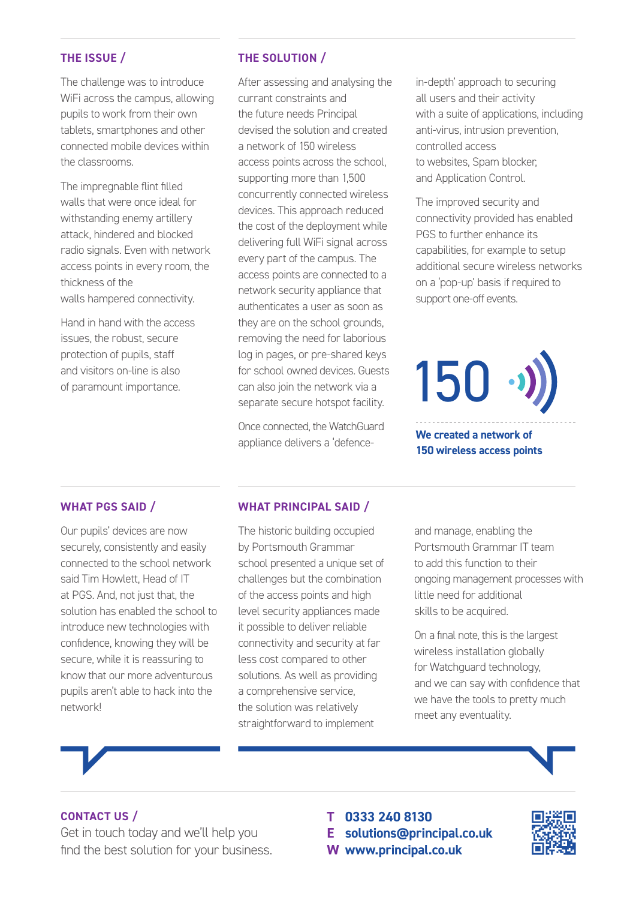## THE ISSUE /

The challenge was to introduce WiFi across the campus, allowing pupils to work from their own tablets, smartphones and other connected mobile devices within the classrooms.

The impregnable flint filled walls that were once ideal for withstanding enemy artillery attack, hindered and blocked radio signals. Even with network access points in every room, the thickness of the walls hampered connectivity.

Hand in hand with the access issues, the robust, secure protection of pupils, staff and visitors on-line is also of paramount importance.

## THE SOLUTION /

After assessing and analysing the currant constraints and the future needs Principal devised the solution and created a network of 150 wireless access points across the school, supporting more than 1,500 concurrently connected wireless devices. This approach reduced the cost of the deployment while delivering full WiFi signal across every part of the campus. The access points are connected to a network security appliance that authenticates a user as soon as they are on the school grounds, removing the need for laborious log in pages, or pre-shared keys for school owned devices. Guests can also join the network via a separate secure hotspot facility.

Once connected, the WatchGuard appliance delivers a 'defence-in-depth' approach to securing all users and their activity with a suite of applications, including anti-virus, intrusion prevention, controlled access to websites, Spam blocker, and Application Control.

The improved security and connectivity provided has enabled PGS to further enhance its capabilities, for example to setup additional secure wireless networks on a 'pop-up' basis if required to support one-off events.

150

**We created a network of 150 wireless access points**

## WHAT PGS SAID /

Our pupils' devices are now securely, consistently and easily connected to the school network said Tim Howlett, Head of IT at PGS. And, not just that, the solution has enabled the school to introduce new technologies with confidence, knowing they will be secure, while it is reassuring to know that our more adventurous pupils aren't able to hack into the network!

## WHAT PRINCIPAL SAID /

The historic building occupied by Portsmouth Grammar school presented a unique set of challenges but the combination of the access points and high level security appliances made it possible to deliver reliable connectivity and security at far less cost compared to other solutions. As well as providing a comprehensive service, the solution was relatively straightforward to implement and manage, enabling the Portsmouth Grammar IT team to add this function to their ongoing management processes with little need for additional skills to be acquired.

On a final note, this is the largest wireless installation globally for Watchguard technology, and we can say with confidence that we have the tools to pretty much meet any eventuality.

## CONTACT US /

Get in touch today and we'll help you find the best solution for your business.

**T 0333 240 8130**
**E solutions@principal.co.uk**
**W www.principal.co.uk**